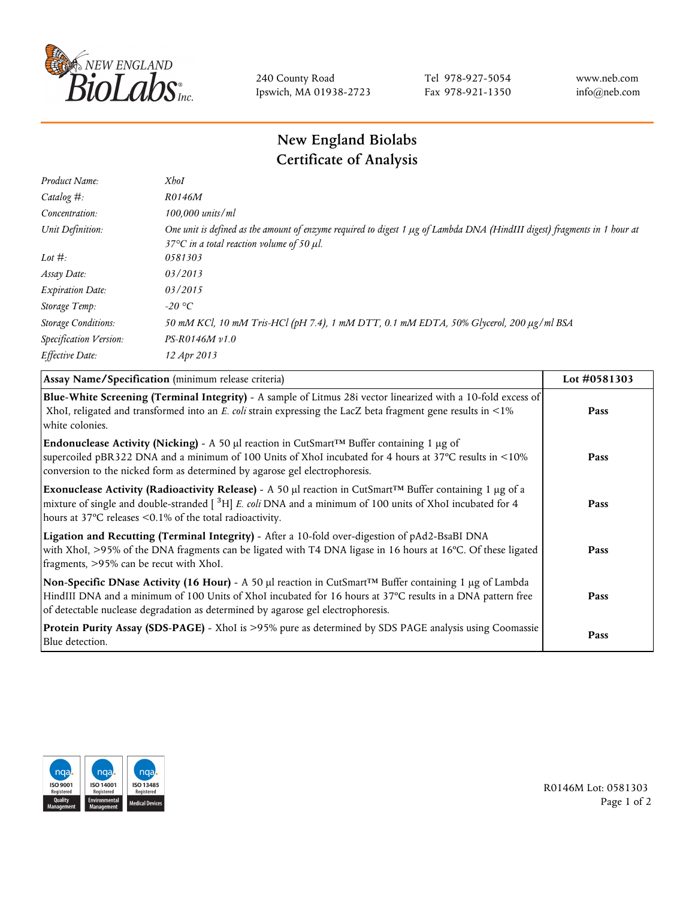New England BioLabs Inc.

240 County Road
Ipswich, MA 01938-2723

Tel 978-927-5054
Fax 978-921-1350

www.neb.com
info@neb.com

# New England Biolabs
# Certificate of Analysis

| | |
|---|---|
| *Product Name:* | *XhoI* |
| *Catalog #:* | *R0146M* |
| *Concentration:* | *100,000 units/ml* |
| *Unit Definition:* | *One unit is defined as the amount of enzyme required to digest 1 µg of Lambda DNA (HindIII digest) fragments in 1 hour at 37°C in a total reaction volume of 50 µl.* |
| *Lot #:* | *0581303* |
| *Assay Date:* | *03/2013* |
| *Expiration Date:* | *03/2015* |
| *Storage Temp:* | *-20 °C* |
| *Storage Conditions:* | *50 mM KCl, 10 mM Tris-HCl (pH 7.4), 1 mM DTT, 0.1 mM EDTA, 50% Glycerol, 200 µg/ml BSA* |
| *Specification Version:* | *PS-R0146M v1.0* |
| *Effective Date:* | *12 Apr 2013* |

| **Assay Name/Specification** (minimum release criteria) | **Lot #0581303** |
|---|---|
| **Blue-White Screening (Terminal Integrity)** - A sample of Litmus 28i vector linearized with a 10-fold excess of XhoI, religated and transformed into an *E. coli* strain expressing the LacZ beta fragment gene results in <1% white colonies. | **Pass** |
| **Endonuclease Activity (Nicking)** - A 50 µl reaction in CutSmart™ Buffer containing 1 µg of supercoiled pBR322 DNA and a minimum of 100 Units of XhoI incubated for 4 hours at 37°C results in <10% conversion to the nicked form as determined by agarose gel electrophoresis. | **Pass** |
| **Exonuclease Activity (Radioactivity Release)** - A 50 µl reaction in CutSmart™ Buffer containing 1 µg of a mixture of single and double-stranded [ $^{3}$H] *E. coli* DNA and a minimum of 100 units of XhoI incubated for 4 hours at 37°C releases <0.1% of the total radioactivity. | **Pass** |
| **Ligation and Recutting (Terminal Integrity)** - After a 10-fold over-digestion of pAd2-BsaBI DNA with XhoI, >95% of the DNA fragments can be ligated with T4 DNA ligase in 16 hours at 16°C. Of these ligated fragments, >95% can be recut with XhoI. | **Pass** |
| **Non-Specific DNase Activity (16 Hour)** - A 50 µl reaction in CutSmart™ Buffer containing 1 µg of Lambda HindIII DNA and a minimum of 100 Units of XhoI incubated for 16 hours at 37°C results in a DNA pattern free of detectable nuclease degradation as determined by agarose gel electrophoresis. | **Pass** |
| **Protein Purity Assay (SDS-PAGE)** - XhoI is >95% pure as determined by SDS PAGE analysis using Coomassie Blue detection. | **Pass** |

ISO 9001 Registered Quality Management | ISO 14001 Registered Environmental Management | ISO 13485 Registered Medical Devices

R0146M Lot: 0581303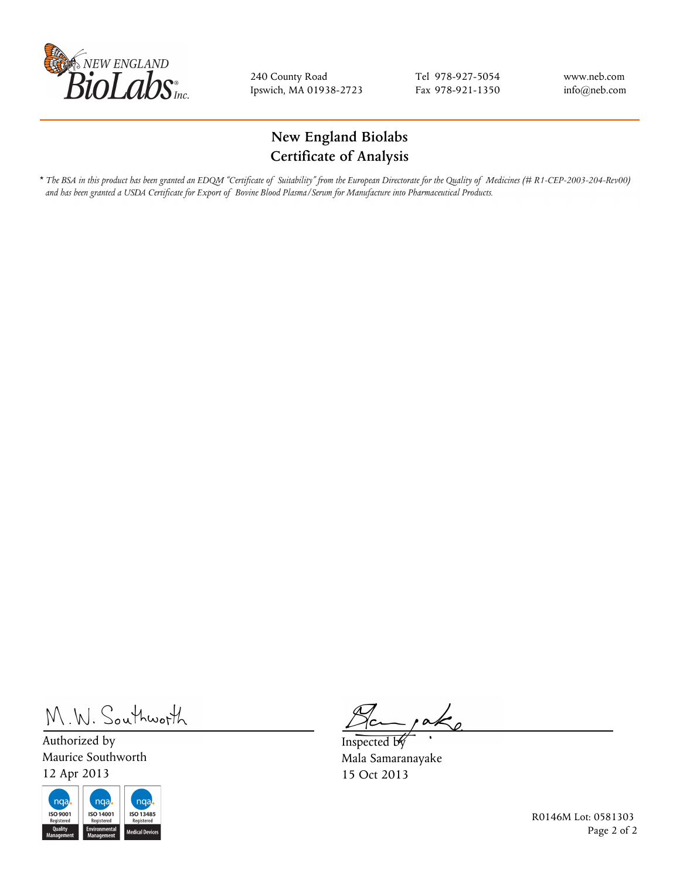New England Biolabs Inc.

240 County Road
Ipswich, MA 01938-2723

Tel 978-927-5054
Fax 978-921-1350

www.neb.com
info@neb.com

## New England Biolabs
## Certificate of Analysis

* *The BSA in this product has been granted an EDQM "Certificate of Suitability" from the European Directorate for the Quality of Medicines (# R1-CEP-2003-204-Rev00) and has been granted a USDA Certificate for Export of Bovine Blood Plasma/Serum for Manufacture into Pharmaceutical Products.*

M. W. Southworth

Authorized by
Maurice Southworth
12 Apr 2013

Inspected by
Mala Samaranayake
15 Oct 2013

nqa ISO 9001 Registered Quality Management
nqa ISO 14001 Registered Environmental Management
nqa ISO 13485 Registered Medical Devices

R0146M Lot: 0581303